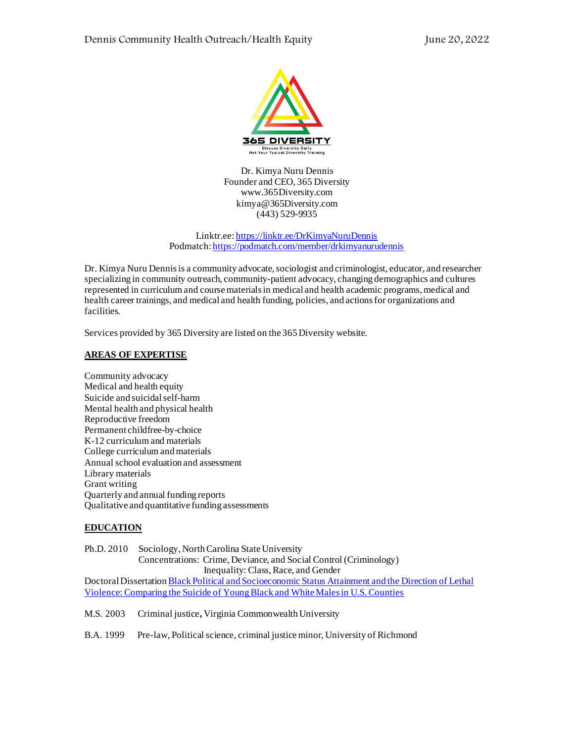Dr. Kimya Nuru Dennis
Founder and CEO, 365 Diversity
www.365Diversity.com
kimya@365Diversity.com
(443) 529-9935

Linktr.ee: [https://linktr.ee/DrKimyaNuruDennis](https://linktr.ee/DrKimyaNuruDennis)
Podmatch: [https://podmatch.com/member/drkimyanurudennis](https://podmatch.com/member/drkimyanurudennis)

Dr. Kimya Nuru Dennis is a community advocate, sociologist and criminologist, educator, and researcher specializing in community outreach, community-patient advocacy, changing demographics and cultures represented in curriculum and course materials in medical and health academic programs, medical and health career trainings, and medical and health funding, policies, and actions for organizations and facilities.

Services provided by 365 Diversity are listed on the 365 Diversity website.

## AREAS OF EXPERTISE

Community advocacy
Medical and health equity
Suicide and suicidal self-harm
Mental health and physical health
Reproductive freedom
Permanent childfree-by-choice
K-12 curriculum and materials
College curriculum and materials
Annual school evaluation and assessment
Library materials
Grant writing
Quarterly and annual funding reports
Qualitative and quantitative funding assessments

## EDUCATION

Ph.D. 2010 Sociology, North Carolina State University
Concentrations: Crime, Deviance, and Social Control (Criminology)
Inequality: Class, Race, and Gender
Doctoral Dissertation [Black Political and Socioeconomic Status Attainment and the Direction of Lethal Violence: Comparing the Suicide of Young Black and White Males in U.S. Counties]()

M.S. 2003 Criminal justice, Virginia Commonwealth University

B.A. 1999 Pre-law, Political science, criminal justice minor, University of Richmond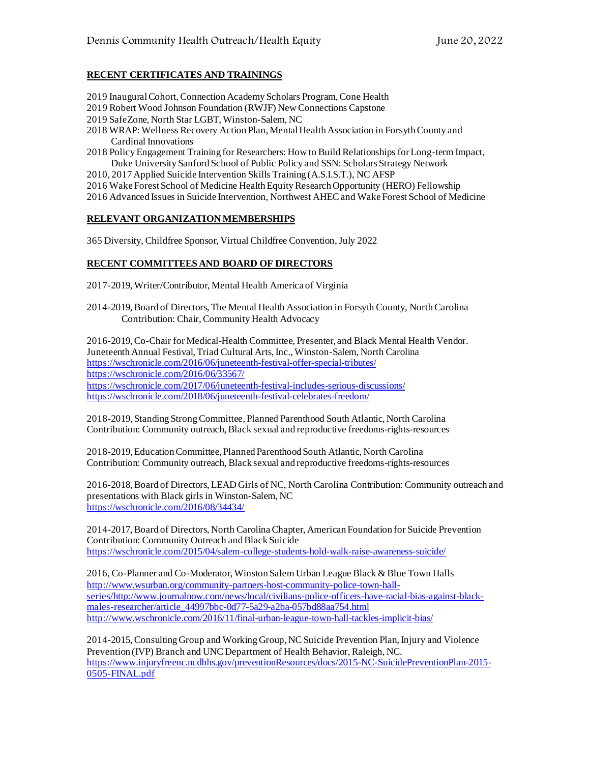## RECENT CERTIFICATES AND TRAININGS

2019 Inaugural Cohort, Connection Academy Scholars Program, Cone Health
2019 Robert Wood Johnson Foundation (RWJF) New Connections Capstone
2019 SafeZone, North Star LGBT, Winston-Salem, NC
2018 WRAP: Wellness Recovery Action Plan, Mental Health Association in Forsyth County and Cardinal Innovations
2018 Policy Engagement Training for Researchers: How to Build Relationships for Long-term Impact, Duke University Sanford School of Public Policy and SSN: Scholars Strategy Network
2010, 2017 Applied Suicide Intervention Skills Training (A.S.I.S.T.), NC AFSP
2016 Wake Forest School of Medicine Health Equity Research Opportunity (HERO) Fellowship
2016 Advanced Issues in Suicide Intervention, Northwest AHEC and Wake Forest School of Medicine

## RELEVANT ORGANIZATION MEMBERSHIPS

365 Diversity, Childfree Sponsor, Virtual Childfree Convention, July 2022

## RECENT COMMITTEES AND BOARD OF DIRECTORS

2017-2019, Writer/Contributor, Mental Health America of Virginia

2014-2019, Board of Directors, The Mental Health Association in Forsyth County, North Carolina
Contribution: Chair, Community Health Advocacy

2016-2019, Co-Chair for Medical-Health Committee, Presenter, and Black Mental Health Vendor. Juneteenth Annual Festival, Triad Cultural Arts, Inc., Winston-Salem, North Carolina
https://wschronicle.com/2016/06/juneteenth-festival-offer-special-tributes/
https://wschronicle.com/2016/06/33567/
https://wschronicle.com/2017/06/juneteenth-festival-includes-serious-discussions/
https://wschronicle.com/2018/06/juneteenth-festival-celebrates-freedom/

2018-2019, Standing Strong Committee, Planned Parenthood South Atlantic, North Carolina
Contribution: Community outreach, Black sexual and reproductive freedoms-rights-resources

2018-2019, Education Committee, Planned Parenthood South Atlantic, North Carolina
Contribution: Community outreach, Black sexual and reproductive freedoms-rights-resources

2016-2018, Board of Directors, LEAD Girls of NC, North Carolina Contribution: Community outreach and presentations with Black girls in Winston-Salem, NC
https://wschronicle.com/2016/08/34434/

2014-2017, Board of Directors, North Carolina Chapter, American Foundation for Suicide Prevention
Contribution: Community Outreach and Black Suicide
https://wschronicle.com/2015/04/salem-college-students-hold-walk-raise-awareness-suicide/

2016, Co-Planner and Co-Moderator, Winston Salem Urban League Black & Blue Town Halls
http://www.wsurban.org/community-partners-host-community-police-town-hall-series/http://www.journalnow.com/news/local/civilians-police-officers-have-racial-bias-against-black-males-researcher/article_44997bbc-0d77-5a29-a2ba-057bd88aa754.html
http://www.wschronicle.com/2016/11/final-urban-league-town-hall-tackles-implicit-bias/

2014-2015, Consulting Group and Working Group, NC Suicide Prevention Plan, Injury and Violence Prevention (IVP) Branch and UNC Department of Health Behavior, Raleigh, NC.
https://www.injuryfreenc.ncdhhs.gov/preventionResources/docs/2015-NC-SuicidePreventionPlan-2015-0505-FINAL.pdf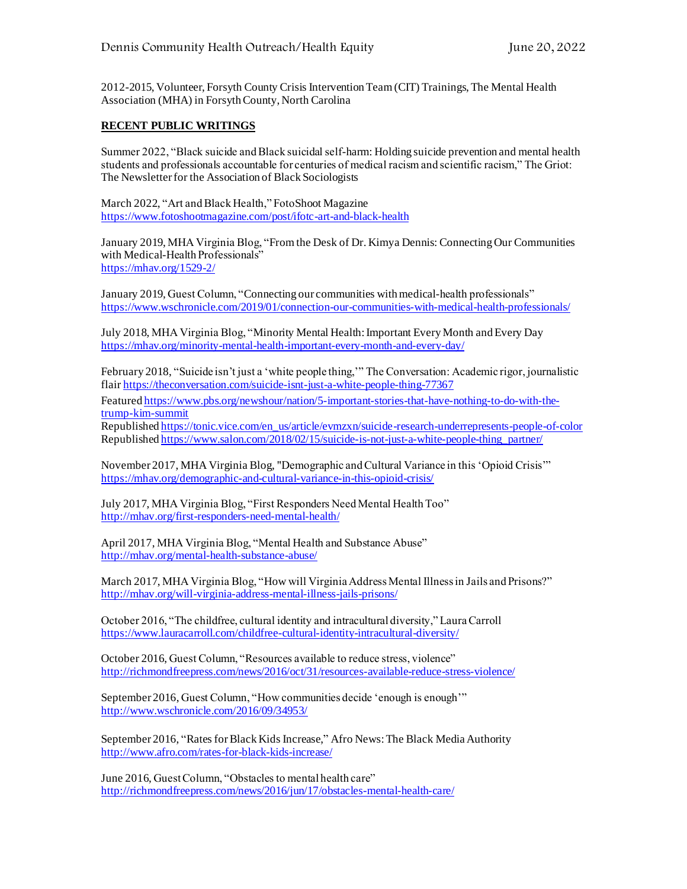2012-2015, Volunteer, Forsyth County Crisis Intervention Team (CIT) Trainings, The Mental Health Association (MHA) in Forsyth County, North Carolina

**RECENT PUBLIC WRITINGS**

Summer 2022, "Black suicide and Black suicidal self-harm: Holding suicide prevention and mental health students and professionals accountable for centuries of medical racism and scientific racism," The Griot: The Newsletter for the Association of Black Sociologists

March 2022, "Art and Black Health," FotoShoot Magazine
https://www.fotoshootmagazine.com/post/ifotc-art-and-black-health

January 2019, MHA Virginia Blog, "From the Desk of Dr. Kimya Dennis: Connecting Our Communities with Medical-Health Professionals"
https://mhav.org/1529-2/

January 2019, Guest Column, "Connecting our communities with medical-health professionals"
https://www.wschronicle.com/2019/01/connection-our-communities-with-medical-health-professionals/

July 2018, MHA Virginia Blog, "Minority Mental Health: Important Every Month and Every Day
https://mhav.org/minority-mental-health-important-every-month-and-every-day/

February 2018, "Suicide isn't just a 'white people thing,'" The Conversation: Academic rigor, journalistic flair https://theconversation.com/suicide-isnt-just-a-white-people-thing-77367
Featured https://www.pbs.org/newshour/nation/5-important-stories-that-have-nothing-to-do-with-the-trump-kim-summit
Republished https://tonic.vice.com/en_us/article/evmzxn/suicide-research-underrepresents-people-of-color
Republished https://www.salon.com/2018/02/15/suicide-is-not-just-a-white-people-thing_partner/

November 2017, MHA Virginia Blog, "Demographic and Cultural Variance in this 'Opioid Crisis'"
https://mhav.org/demographic-and-cultural-variance-in-this-opioid-crisis/

July 2017, MHA Virginia Blog, "First Responders Need Mental Health Too"
http://mhav.org/first-responders-need-mental-health/

April 2017, MHA Virginia Blog, "Mental Health and Substance Abuse"
http://mhav.org/mental-health-substance-abuse/

March 2017, MHA Virginia Blog, "How will Virginia Address Mental Illness in Jails and Prisons?"
http://mhav.org/will-virginia-address-mental-illness-jails-prisons/

October 2016, "The childfree, cultural identity and intracultural diversity," Laura Carroll
https://www.lauracarroll.com/childfree-cultural-identity-intracultural-diversity/

October 2016, Guest Column, "Resources available to reduce stress, violence"
http://richmondfreepress.com/news/2016/oct/31/resources-available-reduce-stress-violence/

September 2016, Guest Column, "How communities decide 'enough is enough'"
http://www.wschronicle.com/2016/09/34953/

September 2016, "Rates for Black Kids Increase," Afro News: The Black Media Authority
http://www.afro.com/rates-for-black-kids-increase/

June 2016, Guest Column, "Obstacles to mental health care"
http://richmondfreepress.com/news/2016/jun/17/obstacles-mental-health-care/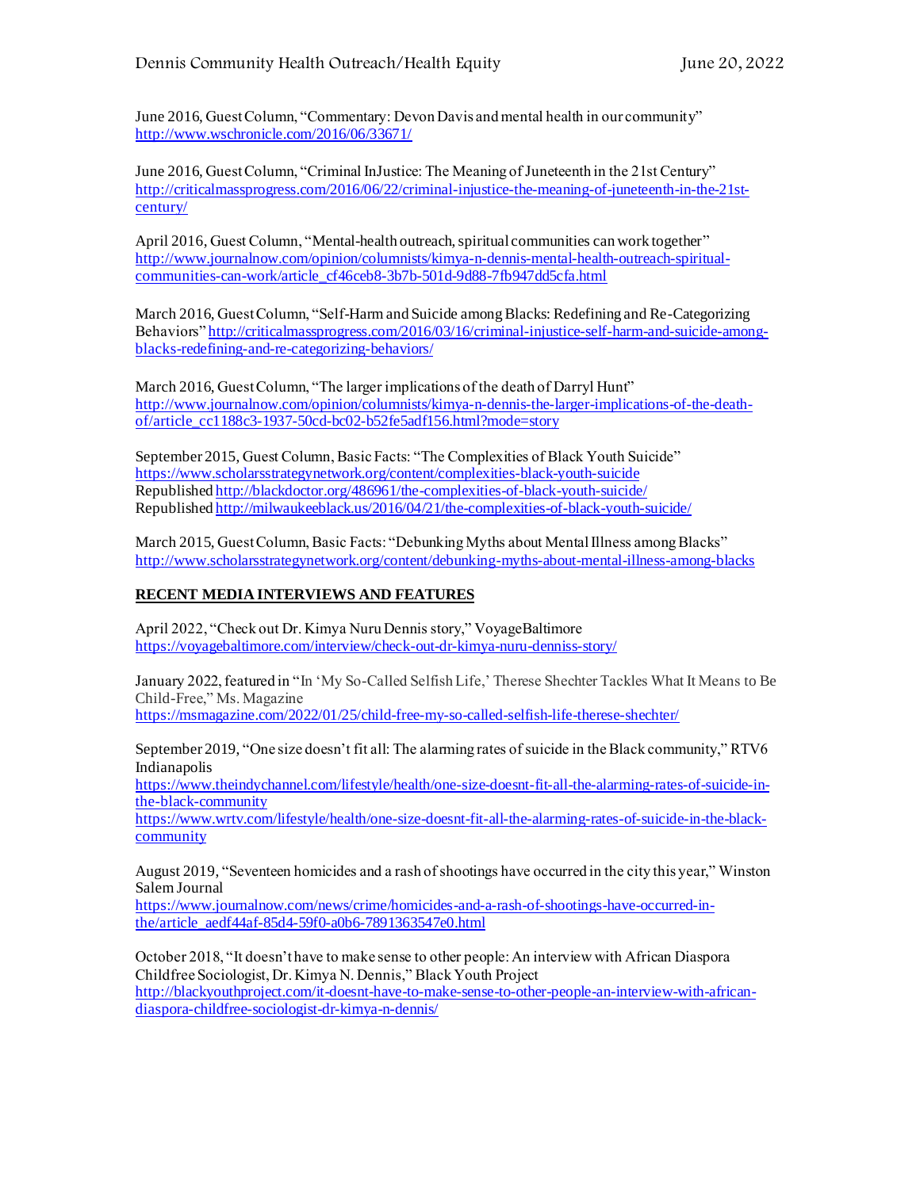June 2016, Guest Column, "Commentary: Devon Davis and mental health in our community"
http://www.wschronicle.com/2016/06/33671/

June 2016, Guest Column, "Criminal InJustice: The Meaning of Juneteenth in the 21st Century"
http://criticalmassprogress.com/2016/06/22/criminal-injustice-the-meaning-of-juneteenth-in-the-21st-century/

April 2016, Guest Column, "Mental-health outreach, spiritual communities can work together"
http://www.journalnow.com/opinion/columnists/kimya-n-dennis-mental-health-outreach-spiritual-communities-can-work/article_cf46ceb8-3b7b-501d-9d88-7fb947dd5cfa.html

March 2016, Guest Column, "Self-Harm and Suicide among Blacks: Redefining and Re-Categorizing Behaviors" http://criticalmassprogress.com/2016/03/16/criminal-injustice-self-harm-and-suicide-among-blacks-redefining-and-re-categorizing-behaviors/

March 2016, Guest Column, "The larger implications of the death of Darryl Hunt"
http://www.journalnow.com/opinion/columnists/kimya-n-dennis-the-larger-implications-of-the-death-of/article_cc1188c3-1937-50cd-bc02-b52fe5adf156.html?mode=story

September 2015, Guest Column, Basic Facts: "The Complexities of Black Youth Suicide"
https://www.scholarsstrategynetwork.org/content/complexities-black-youth-suicide
Republished http://blackdoctor.org/486961/the-complexities-of-black-youth-suicide/
Republished http://milwaukeeblack.us/2016/04/21/the-complexities-of-black-youth-suicide/

March 2015, Guest Column, Basic Facts: "Debunking Myths about Mental Illness among Blacks"
http://www.scholarsstrategynetwork.org/content/debunking-myths-about-mental-illness-among-blacks

## RECENT MEDIA INTERVIEWS AND FEATURES

April 2022, "Check out Dr. Kimya Nuru Dennis story," VoyageBaltimore
https://voyagebaltimore.com/interview/check-out-dr-kimya-nuru-denniss-story/

January 2022, featured in "In 'My So-Called Selfish Life,' Therese Shechter Tackles What It Means to Be Child-Free," Ms. Magazine
https://msmagazine.com/2022/01/25/child-free-my-so-called-selfish-life-therese-shechter/

September 2019, "One size doesn't fit all: The alarming rates of suicide in the Black community," RTV6 Indianapolis
https://www.theindychannel.com/lifestyle/health/one-size-doesnt-fit-all-the-alarming-rates-of-suicide-in-the-black-community
https://www.wrtv.com/lifestyle/health/one-size-doesnt-fit-all-the-alarming-rates-of-suicide-in-the-black-community

August 2019, "Seventeen homicides and a rash of shootings have occurred in the city this year," Winston Salem Journal
https://www.journalnow.com/news/crime/homicides-and-a-rash-of-shootings-have-occurred-in-the/article_aedf44af-85d4-59f0-a0b6-7891363547e0.html

October 2018, "It doesn't have to make sense to other people: An interview with African Diaspora Childfree Sociologist, Dr. Kimya N. Dennis," Black Youth Project
http://blackyouthproject.com/it-doesnt-have-to-make-sense-to-other-people-an-interview-with-african-diaspora-childfree-sociologist-dr-kimya-n-dennis/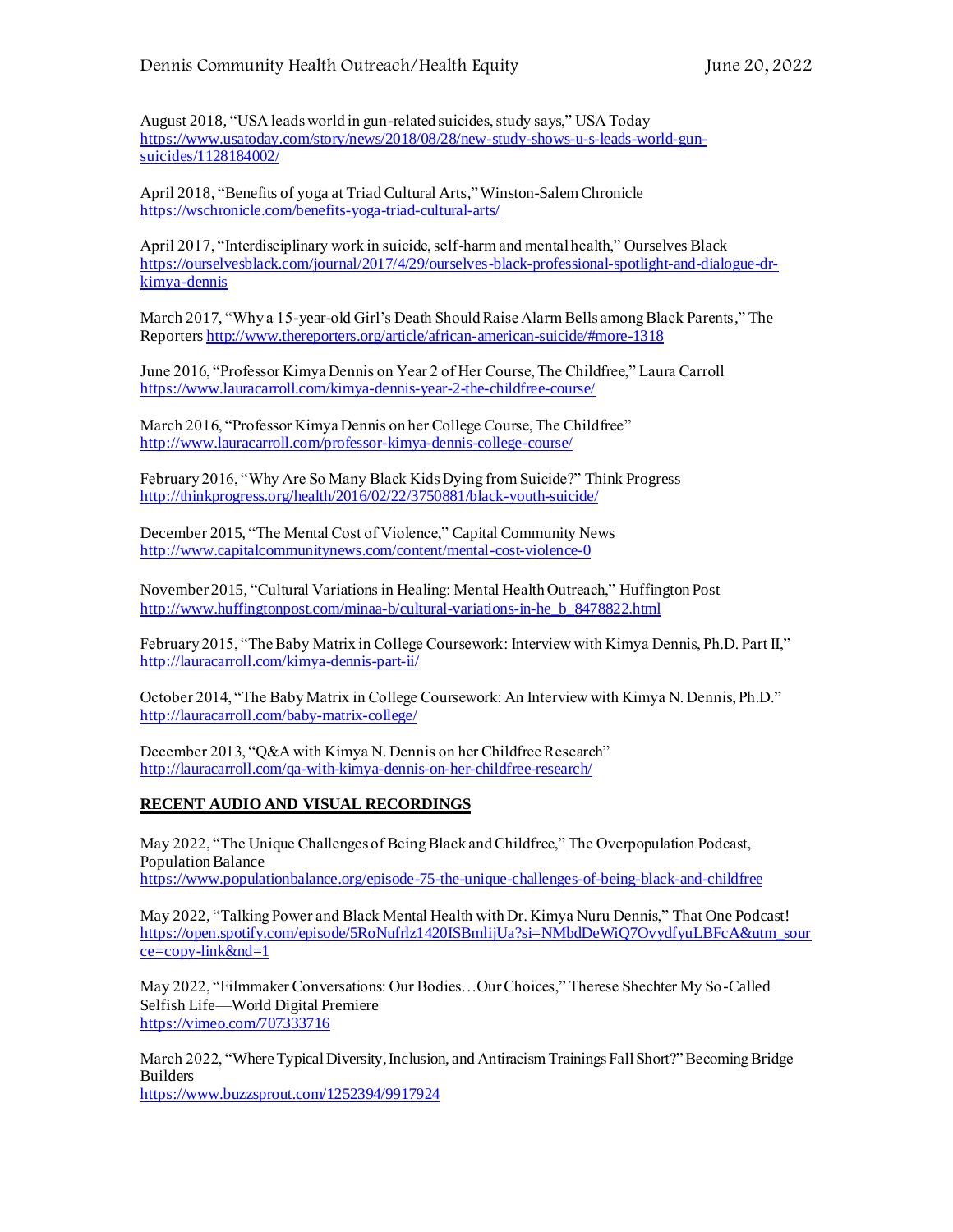August 2018, "USA leads world in gun-related suicides, study says," USA Today
https://www.usatoday.com/story/news/2018/08/28/new-study-shows-u-s-leads-world-gun-suicides/1128184002/

April 2018, "Benefits of yoga at Triad Cultural Arts," Winston-Salem Chronicle
https://wschronicle.com/benefits-yoga-triad-cultural-arts/

April 2017, "Interdisciplinary work in suicide, self-harm and mental health," Ourselves Black
https://ourselvesblack.com/journal/2017/4/29/ourselves-black-professional-spotlight-and-dialogue-dr-kimya-dennis

March 2017, "Why a 15-year-old Girl's Death Should Raise Alarm Bells among Black Parents," The Reporters http://www.thereporters.org/article/african-american-suicide/#more-1318

June 2016, "Professor Kimya Dennis on Year 2 of Her Course, The Childfree," Laura Carroll
https://www.lauracarroll.com/kimya-dennis-year-2-the-childfree-course/

March 2016, "Professor Kimya Dennis on her College Course, The Childfree"
http://www.lauracarroll.com/professor-kimya-dennis-college-course/

February 2016, "Why Are So Many Black Kids Dying from Suicide?" Think Progress
http://thinkprogress.org/health/2016/02/22/3750881/black-youth-suicide/

December 2015, "The Mental Cost of Violence," Capital Community News
http://www.capitalcommunitynews.com/content/mental-cost-violence-0

November 2015, "Cultural Variations in Healing: Mental Health Outreach," Huffington Post
http://www.huffingtonpost.com/minaa-b/cultural-variations-in-he_b_8478822.html

February 2015, "The Baby Matrix in College Coursework: Interview with Kimya Dennis, Ph.D. Part II,"
http://lauracarroll.com/kimya-dennis-part-ii/

October 2014, "The Baby Matrix in College Coursework: An Interview with Kimya N. Dennis, Ph.D."
http://lauracarroll.com/baby-matrix-college/

December 2013, "Q&A with Kimya N. Dennis on her Childfree Research"
http://lauracarroll.com/qa-with-kimya-dennis-on-her-childfree-research/

## RECENT AUDIO AND VISUAL RECORDINGS

May 2022, "The Unique Challenges of Being Black and Childfree," The Overpopulation Podcast, Population Balance
https://www.populationbalance.org/episode-75-the-unique-challenges-of-being-black-and-childfree

May 2022, "Talking Power and Black Mental Health with Dr. Kimya Nuru Dennis," That One Podcast!
https://open.spotify.com/episode/5RoNufrlz1420ISBmlijUa?si=NMbdDeWiQ7OvydfyuLBFcA&utm_source=copy-link&nd=1

May 2022, "Filmmaker Conversations: Our Bodies…Our Choices," Therese Shechter My So-Called Selfish Life—World Digital Premiere
https://vimeo.com/707333716

March 2022, "Where Typical Diversity, Inclusion, and Antiracism Trainings Fall Short?" Becoming Bridge Builders
https://www.buzzsprout.com/1252394/9917924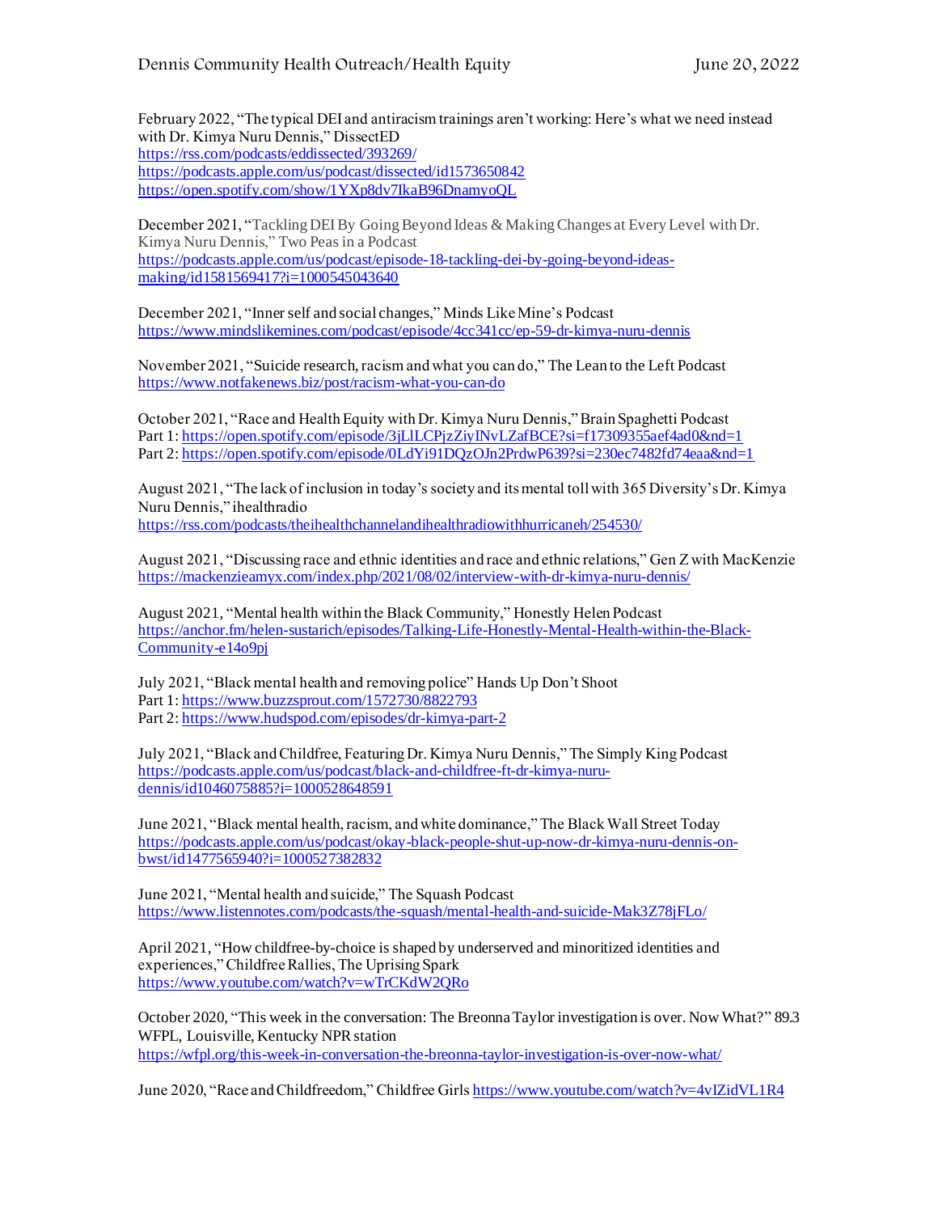February 2022, "The typical DEI and antiracism trainings aren't working: Here's what we need instead with Dr. Kimya Nuru Dennis," DissectED
https://rss.com/podcasts/eddissected/393269/
https://podcasts.apple.com/us/podcast/dissected/id1573650842
https://open.spotify.com/show/1YXp8dv7IkaB96DnamyoQL

December 2021, "Tackling DEI By Going Beyond Ideas & Making Changes at Every Level with Dr. Kimya Nuru Dennis," Two Peas in a Podcast
https://podcasts.apple.com/us/podcast/episode-18-tackling-dei-by-going-beyond-ideas-making/id1581569417?i=1000545043640

December 2021, "Inner self and social changes," Minds Like Mine's Podcast
https://www.mindslikemines.com/podcast/episode/4cc341cc/ep-59-dr-kimya-nuru-dennis

November 2021, "Suicide research, racism and what you can do," The Lean to the Left Podcast
https://www.notfakenews.biz/post/racism-what-you-can-do

October 2021, "Race and Health Equity with Dr. Kimya Nuru Dennis," Brain Spaghetti Podcast
Part 1: https://open.spotify.com/episode/3jLlLCPjzZiyINvLZafBCE?si=f17309355aef4ad0&nd=1
Part 2: https://open.spotify.com/episode/0LdYi91DQzOJn2PrdwP639?si=230ec7482fd74eaa&nd=1

August 2021, "The lack of inclusion in today's society and its mental toll with 365 Diversity's Dr. Kimya Nuru Dennis," ihealthradio
https://rss.com/podcasts/theihealthchannelandihealthradiowithhurricaneh/254530/

August 2021, "Discussing race and ethnic identities and race and ethnic relations," Gen Z with MacKenzie
https://mackenzieamyx.com/index.php/2021/08/02/interview-with-dr-kimya-nuru-dennis/

August 2021, "Mental health within the Black Community," Honestly Helen Podcast
https://anchor.fm/helen-sustarich/episodes/Talking-Life-Honestly-Mental-Health-within-the-Black-Community-e14o9pj

July 2021, "Black mental health and removing police" Hands Up Don't Shoot
Part 1: https://www.buzzsprout.com/1572730/8822793
Part 2: https://www.hudspod.com/episodes/dr-kimya-part-2

July 2021, "Black and Childfree, Featuring Dr. Kimya Nuru Dennis," The Simply King Podcast
https://podcasts.apple.com/us/podcast/black-and-childfree-ft-dr-kimya-nuru-dennis/id1046075885?i=1000528648591

June 2021, "Black mental health, racism, and white dominance," The Black Wall Street Today
https://podcasts.apple.com/us/podcast/okay-black-people-shut-up-now-dr-kimya-nuru-dennis-on-bwst/id1477565940?i=1000527382832

June 2021, "Mental health and suicide," The Squash Podcast
https://www.listennotes.com/podcasts/the-squash/mental-health-and-suicide-Mak3Z78jFLo/

April 2021, "How childfree-by-choice is shaped by underserved and minoritized identities and experiences," Childfree Rallies, The Uprising Spark
https://www.youtube.com/watch?v=wTrCKdW2QRo

October 2020, "This week in the conversation: The Breonna Taylor investigation is over. Now What?" 89.3 WFPL, Louisville, Kentucky NPR station
https://wfpl.org/this-week-in-conversation-the-breonna-taylor-investigation-is-over-now-what/

June 2020, "Race and Childfreedom," Childfree Girls https://www.youtube.com/watch?v=4vIZidVL1R4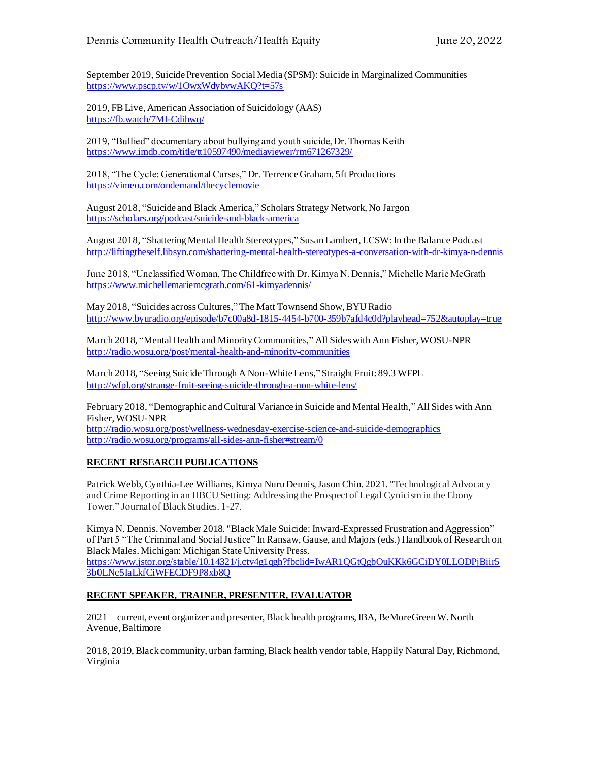September 2019, Suicide Prevention Social Media (SPSM): Suicide in Marginalized Communities
https://www.pscp.tv/w/1OwxWdybvwAKQ?t=57s

2019, FB Live, American Association of Suicidology (AAS)
https://fb.watch/7MI-Cdihwq/

2019, "Bullied" documentary about bullying and youth suicide, Dr. Thomas Keith
https://www.imdb.com/title/tt10597490/mediaviewer/rm671267329/

2018, "The Cycle: Generational Curses," Dr. Terrence Graham, 5ft Productions
https://vimeo.com/ondemand/thecyclemovie

August 2018, "Suicide and Black America," Scholars Strategy Network, No Jargon
https://scholars.org/podcast/suicide-and-black-america

August 2018, "Shattering Mental Health Stereotypes," Susan Lambert, LCSW: In the Balance Podcast
http://liftingtheself.libsyn.com/shattering-mental-health-stereotypes-a-conversation-with-dr-kimya-n-dennis

June 2018, "Unclassified Woman, The Childfree with Dr. Kimya N. Dennis," Michelle Marie McGrath
https://www.michellemariemcgrath.com/61-kimyadennis/

May 2018, "Suicides across Cultures," The Matt Townsend Show, BYU Radio
http://www.byuradio.org/episode/b7c00a8d-1815-4454-b700-359b7afd4c0d?playhead=752&autoplay=true

March 2018, "Mental Health and Minority Communities," All Sides with Ann Fisher, WOSU-NPR
http://radio.wosu.org/post/mental-health-and-minority-communities

March 2018, "Seeing Suicide Through A Non-White Lens," Straight Fruit: 89.3 WFPL
http://wfpl.org/strange-fruit-seeing-suicide-through-a-non-white-lens/

February 2018, "Demographic and Cultural Variance in Suicide and Mental Health," All Sides with Ann Fisher, WOSU-NPR
http://radio.wosu.org/post/wellness-wednesday-exercise-science-and-suicide-demographics
http://radio.wosu.org/programs/all-sides-ann-fisher#stream/0

## RECENT RESEARCH PUBLICATIONS

Patrick Webb, Cynthia-Lee Williams, Kimya Nuru Dennis, Jason Chin. 2021. "Technological Advocacy and Crime Reporting in an HBCU Setting: Addressing the Prospect of Legal Cynicism in the Ebony Tower." Journal of Black Studies. 1-27.

Kimya N. Dennis. November 2018. "Black Male Suicide: Inward-Expressed Frustration and Aggression" of Part 5 "The Criminal and Social Justice" In Ransaw, Gause, and Majors (eds.) Handbook of Research on Black Males. Michigan: Michigan State University Press.
https://www.jstor.org/stable/10.14321/j.ctv4g1qgh?fbclid=IwAR1QGtQgbOuKKk6GCiDY0LLODPjBiir53b0LNc5IaLkfCiWFECDF9P8xb8Q

## RECENT SPEAKER, TRAINER, PRESENTER, EVALUATOR

2021—current, event organizer and presenter, Black health programs, IBA, BeMoreGreen W. North Avenue, Baltimore

2018, 2019, Black community, urban farming, Black health vendor table, Happily Natural Day, Richmond, Virginia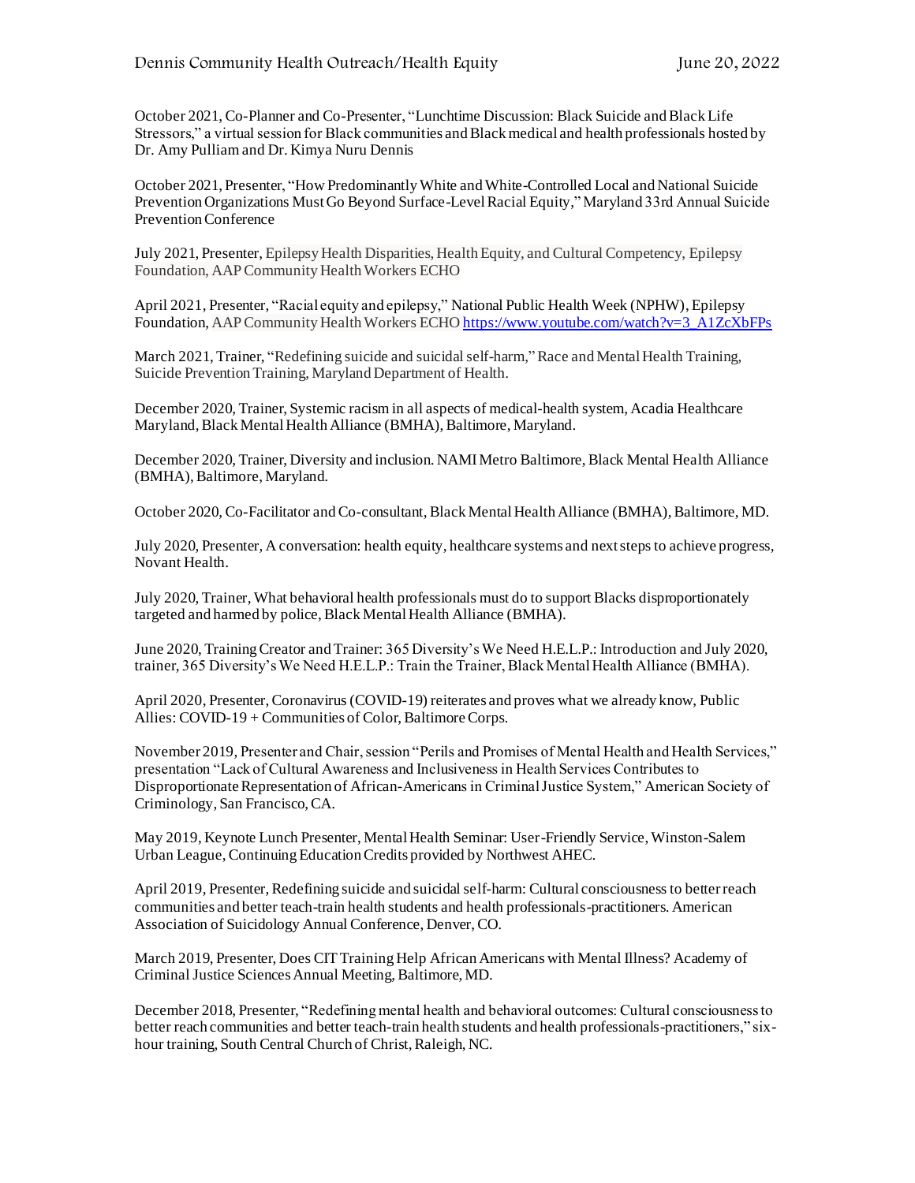October 2021, Co-Planner and Co-Presenter, "Lunchtime Discussion: Black Suicide and Black Life Stressors," a virtual session for Black communities and Black medical and health professionals hosted by Dr. Amy Pulliam and Dr. Kimya Nuru Dennis

October 2021, Presenter, "How Predominantly White and White-Controlled Local and National Suicide Prevention Organizations Must Go Beyond Surface-Level Racial Equity," Maryland 33rd Annual Suicide Prevention Conference

July 2021, Presenter, Epilepsy Health Disparities, Health Equity, and Cultural Competency, Epilepsy Foundation, AAP Community Health Workers ECHO

April 2021, Presenter, "Racial equity and epilepsy," National Public Health Week (NPHW), Epilepsy Foundation, AAP Community Health Workers ECHO https://www.youtube.com/watch?v=3_A1ZcXbFPs

March 2021, Trainer, "Redefining suicide and suicidal self-harm," Race and Mental Health Training, Suicide Prevention Training, Maryland Department of Health.

December 2020, Trainer, Systemic racism in all aspects of medical-health system, Acadia Healthcare Maryland, Black Mental Health Alliance (BMHA), Baltimore, Maryland.

December 2020, Trainer, Diversity and inclusion. NAMI Metro Baltimore, Black Mental Health Alliance (BMHA), Baltimore, Maryland.

October 2020, Co-Facilitator and Co-consultant, Black Mental Health Alliance (BMHA), Baltimore, MD.

July 2020, Presenter, A conversation: health equity, healthcare systems and next steps to achieve progress, Novant Health.

July 2020, Trainer, What behavioral health professionals must do to support Blacks disproportionately targeted and harmed by police, Black Mental Health Alliance (BMHA).

June 2020, Training Creator and Trainer: 365 Diversity's We Need H.E.L.P.: Introduction and July 2020, trainer, 365 Diversity's We Need H.E.L.P.: Train the Trainer, Black Mental Health Alliance (BMHA).

April 2020, Presenter, Coronavirus (COVID-19) reiterates and proves what we already know, Public Allies: COVID-19 + Communities of Color, Baltimore Corps.

November 2019, Presenter and Chair, session "Perils and Promises of Mental Health and Health Services," presentation "Lack of Cultural Awareness and Inclusiveness in Health Services Contributes to Disproportionate Representation of African-Americans in Criminal Justice System," American Society of Criminology, San Francisco, CA.

May 2019, Keynote Lunch Presenter, Mental Health Seminar: User-Friendly Service, Winston-Salem Urban League, Continuing Education Credits provided by Northwest AHEC.

April 2019, Presenter, Redefining suicide and suicidal self-harm: Cultural consciousness to better reach communities and better teach-train health students and health professionals-practitioners. American Association of Suicidology Annual Conference, Denver, CO.

March 2019, Presenter, Does CIT Training Help African Americans with Mental Illness? Academy of Criminal Justice Sciences Annual Meeting, Baltimore, MD.

December 2018, Presenter, "Redefining mental health and behavioral outcomes: Cultural consciousness to better reach communities and better teach-train health students and health professionals-practitioners," six-hour training, South Central Church of Christ, Raleigh, NC.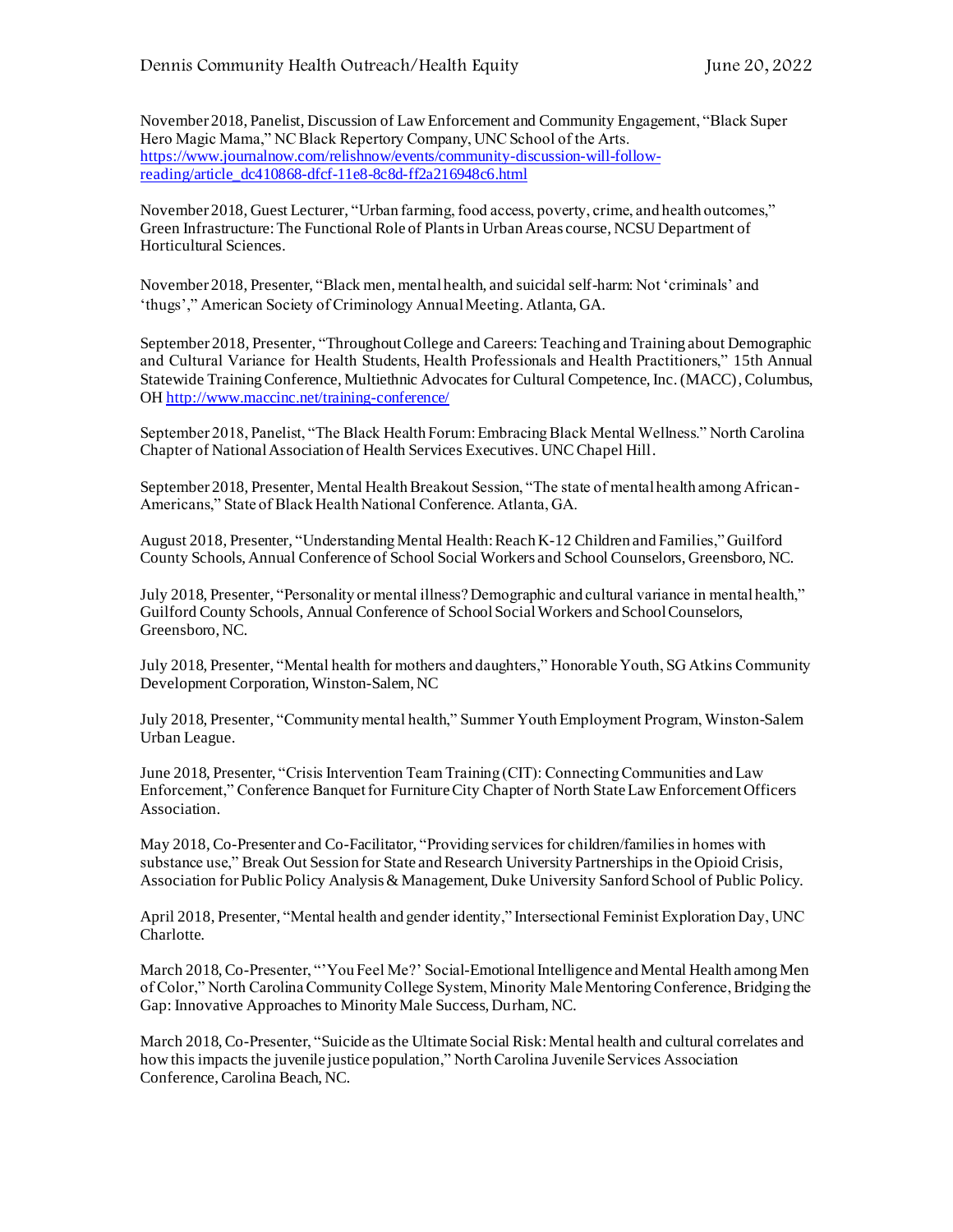November 2018, Panelist, Discussion of Law Enforcement and Community Engagement, "Black Super Hero Magic Mama," NC Black Repertory Company, UNC School of the Arts. https://www.journalnow.com/relishnow/events/community-discussion-will-follow-reading/article_dc410868-dfcf-11e8-8c8d-ff2a216948c6.html

November 2018, Guest Lecturer, "Urban farming, food access, poverty, crime, and health outcomes," Green Infrastructure: The Functional Role of Plants in Urban Areas course, NCSU Department of Horticultural Sciences.

November 2018, Presenter, "Black men, mental health, and suicidal self-harm: Not 'criminals' and 'thugs'," American Society of Criminology Annual Meeting. Atlanta, GA.

September 2018, Presenter, "Throughout College and Careers: Teaching and Training about Demographic and Cultural Variance for Health Students, Health Professionals and Health Practitioners," 15th Annual Statewide Training Conference, Multiethnic Advocates for Cultural Competence, Inc. (MACC), Columbus, OH http://www.maccinc.net/training-conference/

September 2018, Panelist, "The Black Health Forum: Embracing Black Mental Wellness." North Carolina Chapter of National Association of Health Services Executives. UNC Chapel Hill.

September 2018, Presenter, Mental Health Breakout Session, "The state of mental health among African-Americans," State of Black Health National Conference. Atlanta, GA.

August 2018, Presenter, "Understanding Mental Health: Reach K-12 Children and Families," Guilford County Schools, Annual Conference of School Social Workers and School Counselors, Greensboro, NC.

July 2018, Presenter, "Personality or mental illness? Demographic and cultural variance in mental health," Guilford County Schools, Annual Conference of School Social Workers and School Counselors, Greensboro, NC.

July 2018, Presenter, "Mental health for mothers and daughters," Honorable Youth, SG Atkins Community Development Corporation, Winston-Salem, NC

July 2018, Presenter, "Community mental health," Summer Youth Employment Program, Winston-Salem Urban League.

June 2018, Presenter, "Crisis Intervention Team Training (CIT): Connecting Communities and Law Enforcement," Conference Banquet for Furniture City Chapter of North State Law Enforcement Officers Association.

May 2018, Co-Presenter and Co-Facilitator, "Providing services for children/families in homes with substance use," Break Out Session for State and Research University Partnerships in the Opioid Crisis, Association for Public Policy Analysis & Management, Duke University Sanford School of Public Policy.

April 2018, Presenter, "Mental health and gender identity," Intersectional Feminist Exploration Day, UNC Charlotte.

March 2018, Co-Presenter, "'You Feel Me?' Social-Emotional Intelligence and Mental Health among Men of Color," North Carolina Community College System, Minority Male Mentoring Conference, Bridging the Gap: Innovative Approaches to Minority Male Success, Durham, NC.

March 2018, Co-Presenter, "Suicide as the Ultimate Social Risk: Mental health and cultural correlates and how this impacts the juvenile justice population," North Carolina Juvenile Services Association Conference, Carolina Beach, NC.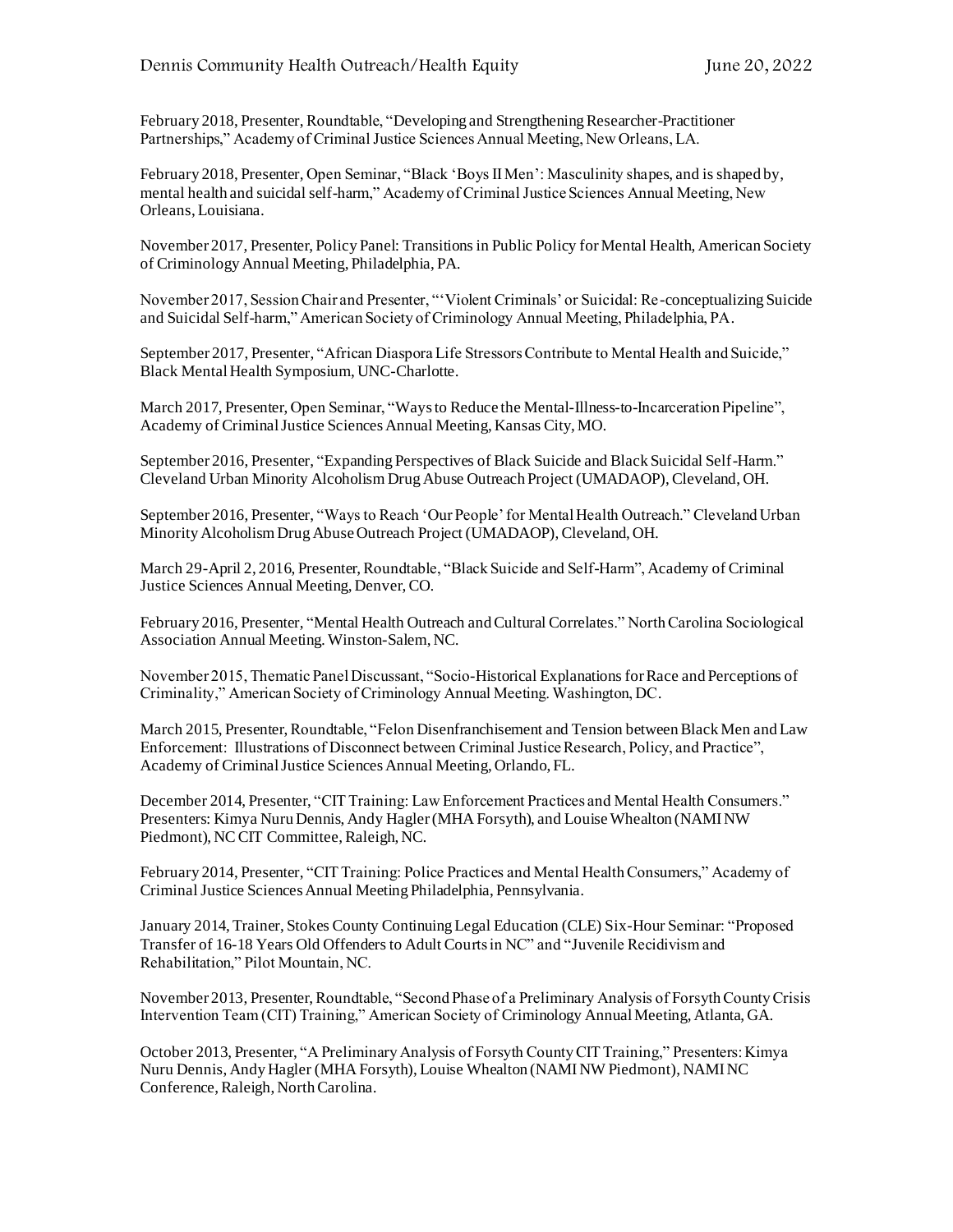February 2018, Presenter, Roundtable, "Developing and Strengthening Researcher-Practitioner Partnerships," Academy of Criminal Justice Sciences Annual Meeting, New Orleans, LA.

February 2018, Presenter, Open Seminar, "Black 'Boys II Men': Masculinity shapes, and is shaped by, mental health and suicidal self-harm," Academy of Criminal Justice Sciences Annual Meeting, New Orleans, Louisiana.

November 2017, Presenter, Policy Panel: Transitions in Public Policy for Mental Health, American Society of Criminology Annual Meeting, Philadelphia, PA.

November 2017, Session Chair and Presenter, "'Violent Criminals' or Suicidal: Re-conceptualizing Suicide and Suicidal Self-harm," American Society of Criminology Annual Meeting, Philadelphia, PA.

September 2017, Presenter, "African Diaspora Life Stressors Contribute to Mental Health and Suicide," Black Mental Health Symposium, UNC-Charlotte.

March 2017, Presenter, Open Seminar, "Ways to Reduce the Mental-Illness-to-Incarceration Pipeline", Academy of Criminal Justice Sciences Annual Meeting, Kansas City, MO.

September 2016, Presenter, "Expanding Perspectives of Black Suicide and Black Suicidal Self-Harm." Cleveland Urban Minority Alcoholism Drug Abuse Outreach Project (UMADAOP), Cleveland, OH.

September 2016, Presenter, "Ways to Reach 'Our People' for Mental Health Outreach." Cleveland Urban Minority Alcoholism Drug Abuse Outreach Project (UMADAOP), Cleveland, OH.

March 29-April 2, 2016, Presenter, Roundtable, "Black Suicide and Self-Harm", Academy of Criminal Justice Sciences Annual Meeting, Denver, CO.

February 2016, Presenter, "Mental Health Outreach and Cultural Correlates." North Carolina Sociological Association Annual Meeting. Winston-Salem, NC.

November 2015, Thematic Panel Discussant, "Socio-Historical Explanations for Race and Perceptions of Criminality," American Society of Criminology Annual Meeting. Washington, DC.

March 2015, Presenter, Roundtable, "Felon Disenfranchisement and Tension between Black Men and Law Enforcement: Illustrations of Disconnect between Criminal Justice Research, Policy, and Practice", Academy of Criminal Justice Sciences Annual Meeting, Orlando, FL.

December 2014, Presenter, "CIT Training: Law Enforcement Practices and Mental Health Consumers." Presenters: Kimya Nuru Dennis, Andy Hagler (MHA Forsyth), and Louise Whealton (NAMI NW Piedmont), NC CIT Committee, Raleigh, NC.

February 2014, Presenter, "CIT Training: Police Practices and Mental Health Consumers," Academy of Criminal Justice Sciences Annual Meeting Philadelphia, Pennsylvania.

January 2014, Trainer, Stokes County Continuing Legal Education (CLE) Six-Hour Seminar: "Proposed Transfer of 16-18 Years Old Offenders to Adult Courts in NC" and "Juvenile Recidivism and Rehabilitation," Pilot Mountain, NC.

November 2013, Presenter, Roundtable, "Second Phase of a Preliminary Analysis of Forsyth County Crisis Intervention Team (CIT) Training," American Society of Criminology Annual Meeting, Atlanta, GA.

October 2013, Presenter, "A Preliminary Analysis of Forsyth County CIT Training," Presenters: Kimya Nuru Dennis, Andy Hagler (MHA Forsyth), Louise Whealton (NAMI NW Piedmont), NAMI NC Conference, Raleigh, North Carolina.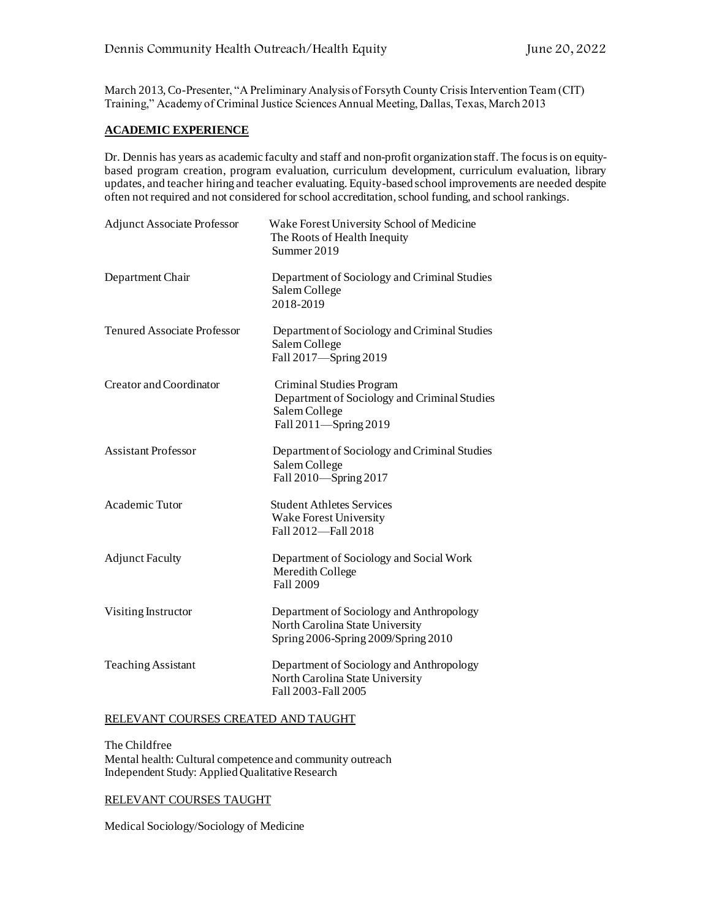March 2013, Co-Presenter, "A Preliminary Analysis of Forsyth County Crisis Intervention Team (CIT) Training," Academy of Criminal Justice Sciences Annual Meeting, Dallas, Texas, March 2013

## ACADEMIC EXPERIENCE

Dr. Dennis has years as academic faculty and staff and non-profit organization staff. The focus is on equity-based program creation, program evaluation, curriculum development, curriculum evaluation, library updates, and teacher hiring and teacher evaluating. Equity-based school improvements are needed despite often not required and not considered for school accreditation, school funding, and school rankings.

| | |
|---|---|
| Adjunct Associate Professor | Wake Forest University School of Medicine<br>The Roots of Health Inequity<br>Summer 2019 |
| Department Chair | Department of Sociology and Criminal Studies<br>Salem College<br>2018-2019 |
| Tenured Associate Professor | Department of Sociology and Criminal Studies<br>Salem College<br>Fall 2017—Spring 2019 |
| Creator and Coordinator | Criminal Studies Program<br>Department of Sociology and Criminal Studies<br>Salem College<br>Fall 2011—Spring 2019 |
| Assistant Professor | Department of Sociology and Criminal Studies<br>Salem College<br>Fall 2010—Spring 2017 |
| Academic Tutor | Student Athletes Services<br>Wake Forest University<br>Fall 2012—Fall 2018 |
| Adjunct Faculty | Department of Sociology and Social Work<br>Meredith College<br>Fall 2009 |
| Visiting Instructor | Department of Sociology and Anthropology<br>North Carolina State University<br>Spring 2006-Spring 2009/Spring 2010 |
| Teaching Assistant | Department of Sociology and Anthropology<br>North Carolina State University<br>Fall 2003-Fall 2005 |

### RELEVANT COURSES CREATED AND TAUGHT

The Childfree
Mental health: Cultural competence and community outreach
Independent Study: Applied Qualitative Research

### RELEVANT COURSES TAUGHT

Medical Sociology/Sociology of Medicine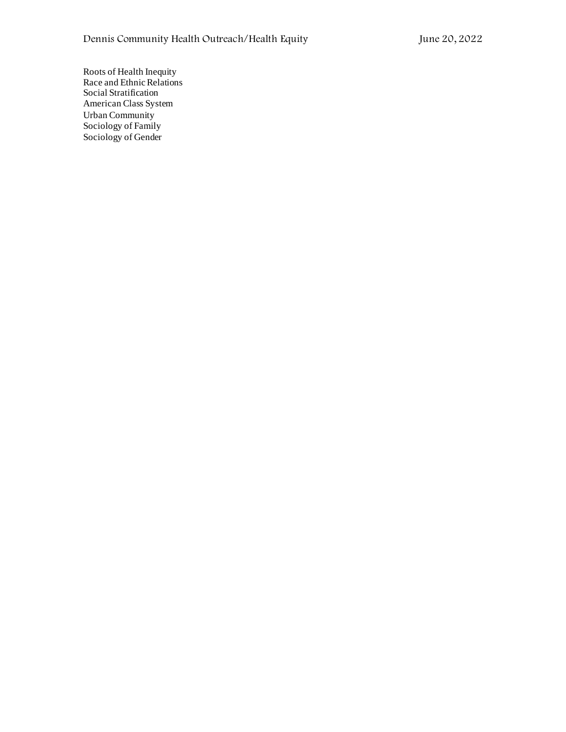Roots of Health Inequity
Race and Ethnic Relations
Social Stratification
American Class System
Urban Community
Sociology of Family
Sociology of Gender